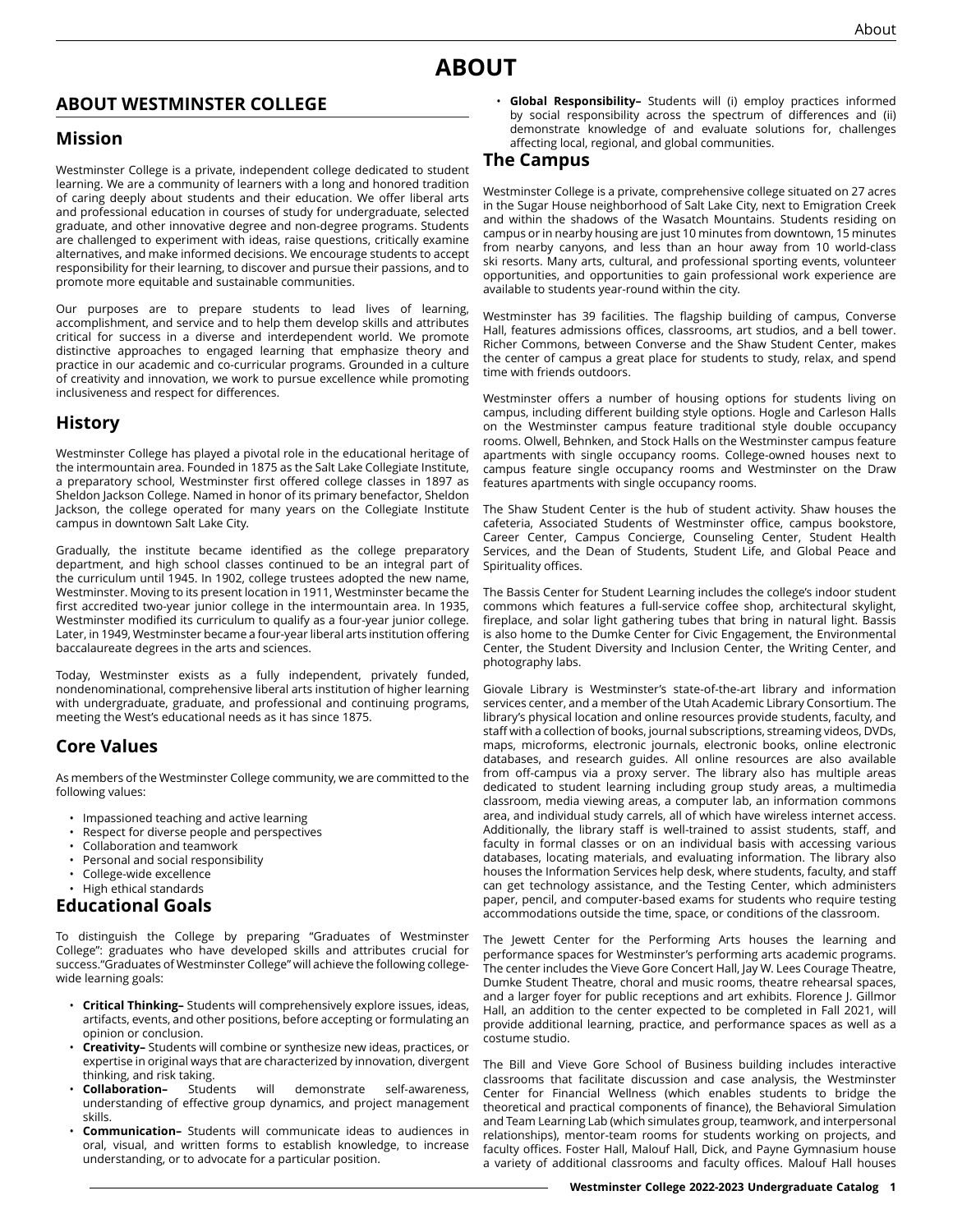# ABOUT

## ABOUT WESTMINSTER COLLEGE

### Mission

Westminster College is a private, independent college dedicated to student learning. We are a community of learners with a long and honored tradition of caring deeply about students and their education. We offer liberal arts and professional education in courses of study for undergraduate, selected graduate, and other innovative degree and non-degree programs. Students are challenged to experiment with ideas, raise questions, critically examine alternatives, and make informed decisions. We encourage students to accept responsibility for their learning, to discover and pursue their passions, and to promote more equitable and sustainable communities.

Our purposes are to prepare students to lead lives of learning, accomplishment, and service and to help them develop skills and attributes critical for success in a diverse and interdependent world. We promote distinctive approaches to engaged learning that emphasize theory and practice in our academic and co-curricular programs. Grounded in a culture of creativity and innovation, we work to pursue excellence while promoting inclusiveness and respect for differences.

### History

Westminster College has played a pivotal role in the educational heritage of the intermountain area. Founded in 1875 as the Salt Lake Collegiate Institute, a preparatory school, Westminster first offered college classes in 1897 as Sheldon Jackson College. Named in honor of its primary benefactor, Sheldon Jackson, the college operated for many years on the Collegiate Institute campus in downtown Salt Lake City.

Gradually, the institute became identified as the college preparatory department, and high school classes continued to be an integral part of the curriculum until 1945. In 1902, college trustees adopted the new name, Westminster. Moving to its present location in 1911, Westminster became the first accredited two-year junior college in the intermountain area. In 1935, Westminster modified its curriculum to qualify as a four-year junior college. Later, in 1949, Westminster became a four-year liberal arts institution offering baccalaureate degrees in the arts and sciences.

Today, Westminster exists as a fully independent, privately funded, nondenominational, comprehensive liberal arts institution of higher learning with undergraduate, graduate, and professional and continuing programs, meeting the West's educational needs as it has since 1875.

### Core Values

As members of the Westminster College community, we are committed to the following values:

- Impassioned teaching and active learning
- Respect for diverse people and perspectives
- Collaboration and teamwork
- Personal and social responsibility
- College-wide excellence
- High ethical standards

### Educational Goals

To distinguish the College by preparing "Graduates of Westminster College": graduates who have developed skills and attributes crucial for success."Graduates of Westminster College" will achieve the following college-wide learning goals:

- **Critical Thinking–** Students will comprehensively explore issues, ideas, artifacts, events, and other positions, before accepting or formulating an opinion or conclusion.
- **Creativity–** Students will combine or synthesize new ideas, practices, or expertise in original ways that are characterized by innovation, divergent thinking, and risk taking.
- **Collaboration–** Students will demonstrate self-awareness, understanding of effective group dynamics, and project management skills.
- **Communication–** Students will communicate ideas to audiences in oral, visual, and written forms to establish knowledge, to increase understanding, or to advocate for a particular position.
- **Global Responsibility–** Students will (i) employ practices informed by social responsibility across the spectrum of differences and (ii) demonstrate knowledge of and evaluate solutions for, challenges affecting local, regional, and global communities.

### The Campus

Westminster College is a private, comprehensive college situated on 27 acres in the Sugar House neighborhood of Salt Lake City, next to Emigration Creek and within the shadows of the Wasatch Mountains. Students residing on campus or in nearby housing are just 10 minutes from downtown, 15 minutes from nearby canyons, and less than an hour away from 10 world-class ski resorts. Many arts, cultural, and professional sporting events, volunteer opportunities, and opportunities to gain professional work experience are available to students year-round within the city.

Westminster has 39 facilities. The flagship building of campus, Converse Hall, features admissions offices, classrooms, art studios, and a bell tower. Richer Commons, between Converse and the Shaw Student Center, makes the center of campus a great place for students to study, relax, and spend time with friends outdoors.

Westminster offers a number of housing options for students living on campus, including different building style options. Hogle and Carleson Halls on the Westminster campus feature traditional style double occupancy rooms. Olwell, Behnken, and Stock Halls on the Westminster campus feature apartments with single occupancy rooms. College-owned houses next to campus feature single occupancy rooms and Westminster on the Draw features apartments with single occupancy rooms.

The Shaw Student Center is the hub of student activity. Shaw houses the cafeteria, Associated Students of Westminster office, campus bookstore, Career Center, Campus Concierge, Counseling Center, Student Health Services, and the Dean of Students, Student Life, and Global Peace and Spirituality offices.

The Bassis Center for Student Learning includes the college's indoor student commons which features a full-service coffee shop, architectural skylight, fireplace, and solar light gathering tubes that bring in natural light. Bassis is also home to the Dumke Center for Civic Engagement, the Environmental Center, the Student Diversity and Inclusion Center, the Writing Center, and photography labs.

Giovale Library is Westminster's state-of-the-art library and information services center, and a member of the Utah Academic Library Consortium. The library's physical location and online resources provide students, faculty, and staff with a collection of books, journal subscriptions, streaming videos, DVDs, maps, microforms, electronic journals, electronic books, online electronic databases, and research guides. All online resources are also available from off-campus via a proxy server. The library also has multiple areas dedicated to student learning including group study areas, a multimedia classroom, media viewing areas, a computer lab, an information commons area, and individual study carrels, all of which have wireless internet access. Additionally, the library staff is well-trained to assist students, staff, and faculty in formal classes or on an individual basis with accessing various databases, locating materials, and evaluating information. The library also houses the Information Services help desk, where students, faculty, and staff can get technology assistance, and the Testing Center, which administers paper, pencil, and computer-based exams for students who require testing accommodations outside the time, space, or conditions of the classroom.

The Jewett Center for the Performing Arts houses the learning and performance spaces for Westminster's performing arts academic programs. The center includes the Vieve Gore Concert Hall, Jay W. Lees Courage Theatre, Dumke Student Theatre, choral and music rooms, theatre rehearsal spaces, and a larger foyer for public receptions and art exhibits. Florence J. Gillmor Hall, an addition to the center expected to be completed in Fall 2021, will provide additional learning, practice, and performance spaces as well as a costume studio.

The Bill and Vieve Gore School of Business building includes interactive classrooms that facilitate discussion and case analysis, the Westminster Center for Financial Wellness (which enables students to bridge the theoretical and practical components of finance), the Behavioral Simulation and Team Learning Lab (which simulates group, teamwork, and interpersonal relationships), mentor-team rooms for students working on projects, and faculty offices. Foster Hall, Malouf Hall, Dick, and Payne Gymnasium house a variety of additional classrooms and faculty offices. Malouf Hall houses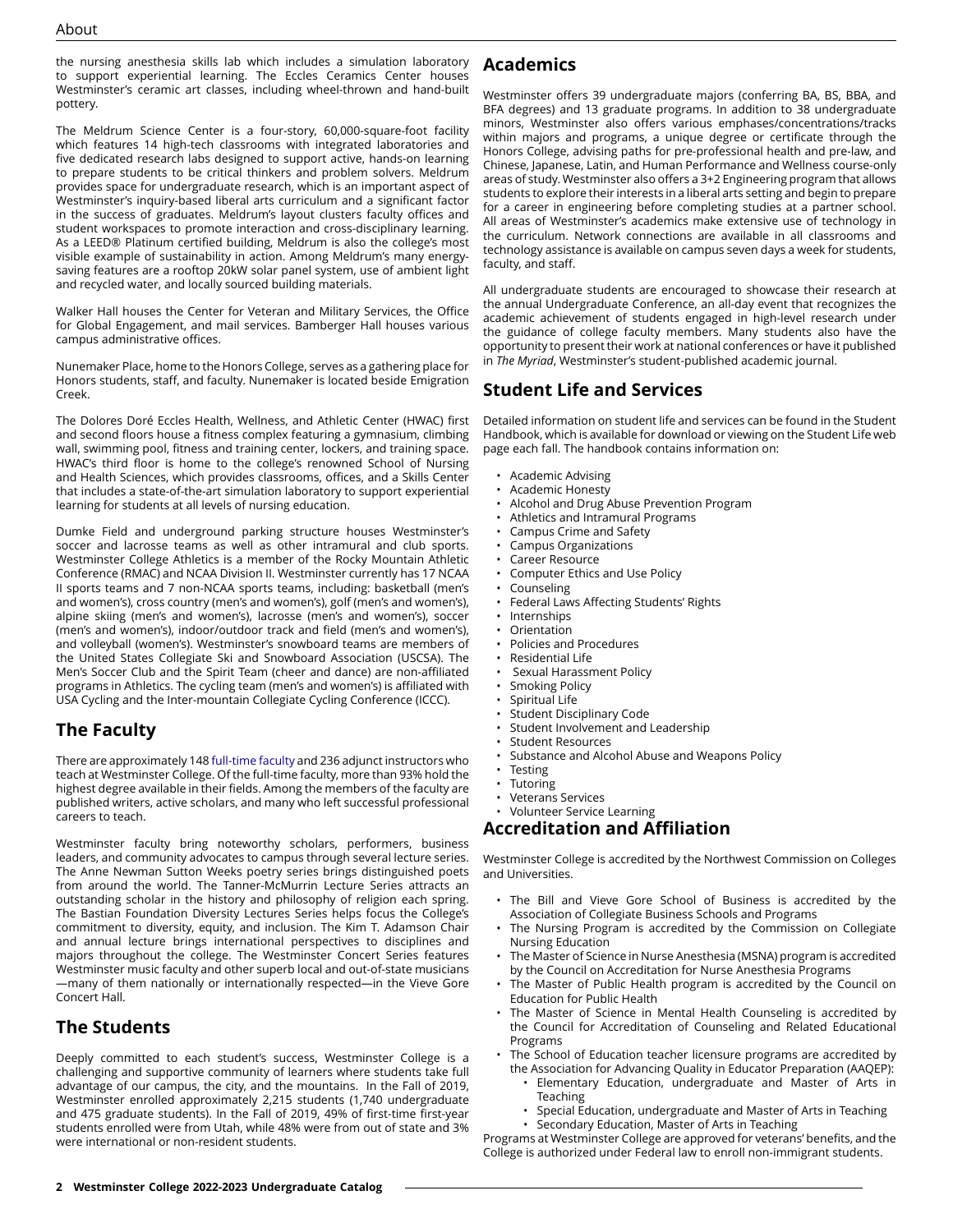the nursing anesthesia skills lab which includes a simulation laboratory to support experiential learning. The Eccles Ceramics Center houses Westminster's ceramic art classes, including wheel-thrown and hand-built pottery.

The Meldrum Science Center is a four-story, 60,000-square-foot facility which features 14 high-tech classrooms with integrated laboratories and five dedicated research labs designed to support active, hands-on learning to prepare students to be critical thinkers and problem solvers. Meldrum provides space for undergraduate research, which is an important aspect of Westminster's inquiry-based liberal arts curriculum and a significant factor in the success of graduates. Meldrum's layout clusters faculty offices and student workspaces to promote interaction and cross-disciplinary learning. As a LEED® Platinum certified building, Meldrum is also the college's most visible example of sustainability in action. Among Meldrum's many energy-saving features are a rooftop 20kW solar panel system, use of ambient light and recycled water, and locally sourced building materials.

Walker Hall houses the Center for Veteran and Military Services, the Office for Global Engagement, and mail services. Bamberger Hall houses various campus administrative offices.

Nunemaker Place, home to the Honors College, serves as a gathering place for Honors students, staff, and faculty. Nunemaker is located beside Emigration Creek.

The Dolores Doré Eccles Health, Wellness, and Athletic Center (HWAC) first and second floors house a fitness complex featuring a gymnasium, climbing wall, swimming pool, fitness and training center, lockers, and training space. HWAC's third floor is home to the college's renowned School of Nursing and Health Sciences, which provides classrooms, offices, and a Skills Center that includes a state-of-the-art simulation laboratory to support experiential learning for students at all levels of nursing education.

Dumke Field and underground parking structure houses Westminster's soccer and lacrosse teams as well as other intramural and club sports. Westminster College Athletics is a member of the Rocky Mountain Athletic Conference (RMAC) and NCAA Division II. Westminster currently has 17 NCAA II sports teams and 7 non-NCAA sports teams, including: basketball (men's and women's), cross country (men's and women's), golf (men's and women's), alpine skiing (men's and women's), lacrosse (men's and women's), soccer (men's and women's), indoor/outdoor track and field (men's and women's), and volleyball (women's). Westminster's snowboard teams are members of the United States Collegiate Ski and Snowboard Association (USCSA). The Men's Soccer Club and the Spirit Team (cheer and dance) are non-affiliated programs in Athletics. The cycling team (men's and women's) is affiliated with USA Cycling and the Inter-mountain Collegiate Cycling Conference (ICCC).

## The Faculty

There are approximately 148 full-time faculty and 236 adjunct instructors who teach at Westminster College. Of the full-time faculty, more than 93% hold the highest degree available in their fields. Among the members of the faculty are published writers, active scholars, and many who left successful professional careers to teach.

Westminster faculty bring noteworthy scholars, performers, business leaders, and community advocates to campus through several lecture series. The Anne Newman Sutton Weeks poetry series brings distinguished poets from around the world. The Tanner-McMurrin Lecture Series attracts an outstanding scholar in the history and philosophy of religion each spring. The Bastian Foundation Diversity Lectures Series helps focus the College's commitment to diversity, equity, and inclusion. The Kim T. Adamson Chair and annual lecture brings international perspectives to disciplines and majors throughout the college. The Westminster Concert Series features Westminster music faculty and other superb local and out-of-state musicians —many of them nationally or internationally respected—in the Vieve Gore Concert Hall.

## The Students

Deeply committed to each student's success, Westminster College is a challenging and supportive community of learners where students take full advantage of our campus, the city, and the mountains. In the Fall of 2019, Westminster enrolled approximately 2,215 students (1,740 undergraduate and 475 graduate students). In the Fall of 2019, 49% of first-time first-year students enrolled were from Utah, while 48% were from out of state and 3% were international or non-resident students.

## Academics

Westminster offers 39 undergraduate majors (conferring BA, BS, BBA, and BFA degrees) and 13 graduate programs. In addition to 38 undergraduate minors, Westminster also offers various emphases/concentrations/tracks within majors and programs, a unique degree or certificate through the Honors College, advising paths for pre-professional health and pre-law, and Chinese, Japanese, Latin, and Human Performance and Wellness course-only areas of study. Westminster also offers a 3+2 Engineering program that allows students to explore their interests in a liberal arts setting and begin to prepare for a career in engineering before completing studies at a partner school. All areas of Westminster's academics make extensive use of technology in the curriculum. Network connections are available in all classrooms and technology assistance is available on campus seven days a week for students, faculty, and staff.

All undergraduate students are encouraged to showcase their research at the annual Undergraduate Conference, an all-day event that recognizes the academic achievement of students engaged in high-level research under the guidance of college faculty members. Many students also have the opportunity to present their work at national conferences or have it published in *The Myriad*, Westminster's student-published academic journal.

## Student Life and Services

Detailed information on student life and services can be found in the Student Handbook, which is available for download or viewing on the Student Life web page each fall. The handbook contains information on:

- Academic Advising
- Academic Honesty
- Alcohol and Drug Abuse Prevention Program
- Athletics and Intramural Programs
- Campus Crime and Safety
- Campus Organizations
- Career Resource
- Computer Ethics and Use Policy
- Counseling
- Federal Laws Affecting Students' Rights
- Internships
- Orientation
- Policies and Procedures
- Residential Life
- Sexual Harassment Policy
- Smoking Policy
- Spiritual Life
- Student Disciplinary Code
- Student Involvement and Leadership
- Student Resources
- Substance and Alcohol Abuse and Weapons Policy
- Testing
- Tutoring
- Veterans Services
- Volunteer Service Learning

## Accreditation and Affiliation

Westminster College is accredited by the Northwest Commission on Colleges and Universities.

- The Bill and Vieve Gore School of Business is accredited by the Association of Collegiate Business Schools and Programs
- The Nursing Program is accredited by the Commission on Collegiate Nursing Education
- The Master of Science in Nurse Anesthesia (MSNA) program is accredited by the Council on Accreditation for Nurse Anesthesia Programs
- The Master of Public Health program is accredited by the Council on Education for Public Health
- The Master of Science in Mental Health Counseling is accredited by the Council for Accreditation of Counseling and Related Educational Programs
- The School of Education teacher licensure programs are accredited by the Association for Advancing Quality in Educator Preparation (AAQEP):
  - Elementary Education, undergraduate and Master of Arts in Teaching
  - Special Education, undergraduate and Master of Arts in Teaching
  - Secondary Education, Master of Arts in Teaching

Programs at Westminster College are approved for veterans' benefits, and the College is authorized under Federal law to enroll non-immigrant students.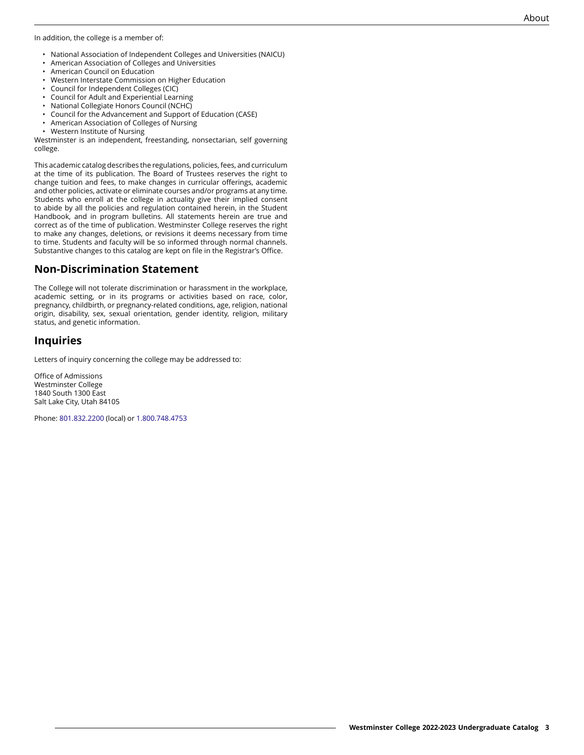In addition, the college is a member of:

- National Association of Independent Colleges and Universities (NAICU)
- American Association of Colleges and Universities
- American Council on Education
- Western Interstate Commission on Higher Education
- Council for Independent Colleges (CIC)
- Council for Adult and Experiential Learning
- National Collegiate Honors Council (NCHC)
- Council for the Advancement and Support of Education (CASE)
- American Association of Colleges of Nursing
- Western Institute of Nursing

Westminster is an independent, freestanding, nonsectarian, self governing college.

This academic catalog describes the regulations, policies, fees, and curriculum at the time of its publication. The Board of Trustees reserves the right to change tuition and fees, to make changes in curricular offerings, academic and other policies, activate or eliminate courses and/or programs at any time. Students who enroll at the college in actuality give their implied consent to abide by all the policies and regulation contained herein, in the Student Handbook, and in program bulletins. All statements herein are true and correct as of the time of publication. Westminster College reserves the right to make any changes, deletions, or revisions it deems necessary from time to time. Students and faculty will be so informed through normal channels. Substantive changes to this catalog are kept on file in the Registrar's Office.

## Non-Discrimination Statement

The College will not tolerate discrimination or harassment in the workplace, academic setting, or in its programs or activities based on race, color, pregnancy, childbirth, or pregnancy-related conditions, age, religion, national origin, disability, sex, sexual orientation, gender identity, religion, military status, and genetic information.

## Inquiries

Letters of inquiry concerning the college may be addressed to:

Office of Admissions
Westminster College
1840 South 1300 East
Salt Lake City, Utah 84105

Phone: 801.832.2200 (local) or 1.800.748.4753